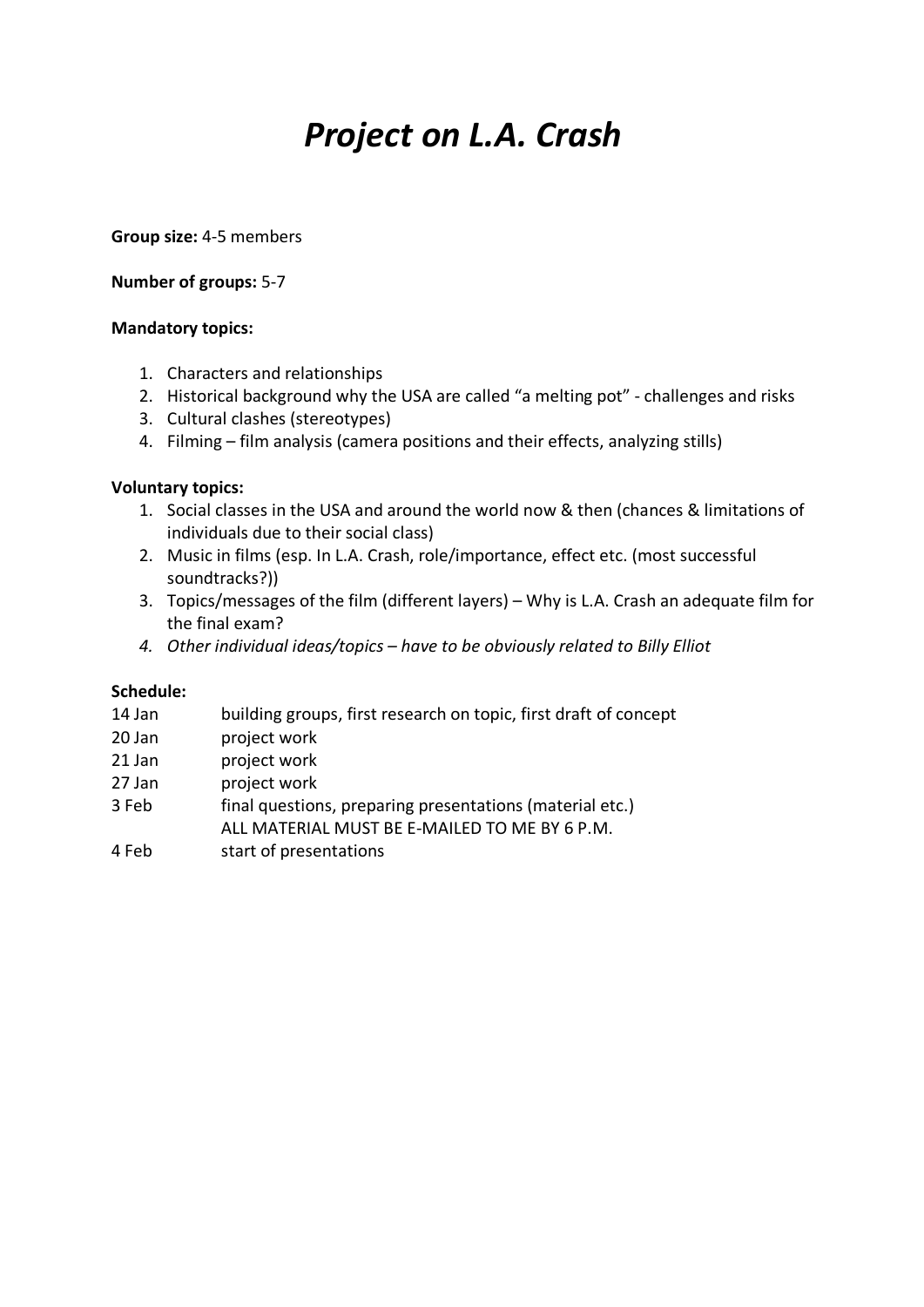# *Project on L.A. Crash*

**Group size:** 4-5 members

**Number of groups:** 5-7

**Mandatory topics:**

1. Characters and relationships
2. Historical background why the USA are called "a melting pot" - challenges and risks
3. Cultural clashes (stereotypes)
4. Filming – film analysis (camera positions and their effects, analyzing stills)

**Voluntary topics:**

1. Social classes in the USA and around the world now & then (chances & limitations of individuals due to their social class)
2. Music in films (esp. In L.A. Crash, role/importance, effect etc. (most successful soundtracks?))
3. Topics/messages of the film (different layers) – Why is L.A. Crash an adequate film for the final exam?
4. *Other individual ideas/topics – have to be obviously related to Billy Elliot*

**Schedule:**

| | |
|---|---|
| 14 Jan | building groups, first research on topic, first draft of concept |
| 20 Jan | project work |
| 21 Jan | project work |
| 27 Jan | project work |
| 3 Feb | final questions, preparing presentations (material etc.)<br>ALL MATERIAL MUST BE E-MAILED TO ME BY 6 P.M. |
| 4 Feb | start of presentations |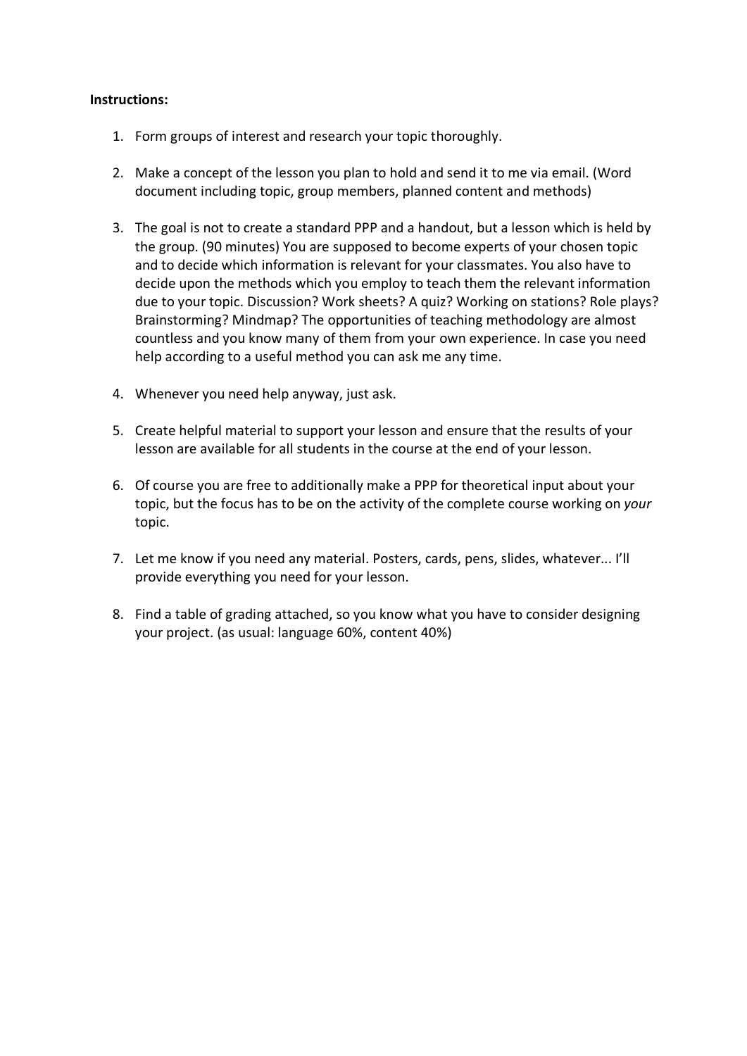**Instructions:**

1. Form groups of interest and research your topic thoroughly.

2. Make a concept of the lesson you plan to hold and send it to me via email. (Word document including topic, group members, planned content and methods)

3. The goal is not to create a standard PPP and a handout, but a lesson which is held by the group. (90 minutes) You are supposed to become experts of your chosen topic and to decide which information is relevant for your classmates. You also have to decide upon the methods which you employ to teach them the relevant information due to your topic. Discussion? Work sheets? A quiz? Working on stations? Role plays? Brainstorming? Mindmap? The opportunities of teaching methodology are almost countless and you know many of them from your own experience. In case you need help according to a useful method you can ask me any time.

4. Whenever you need help anyway, just ask.

5. Create helpful material to support your lesson and ensure that the results of your lesson are available for all students in the course at the end of your lesson.

6. Of course you are free to additionally make a PPP for theoretical input about your topic, but the focus has to be on the activity of the complete course working on *your* topic.

7. Let me know if you need any material. Posters, cards, pens, slides, whatever... I'll provide everything you need for your lesson.

8. Find a table of grading attached, so you know what you have to consider designing your project. (as usual: language 60%, content 40%)